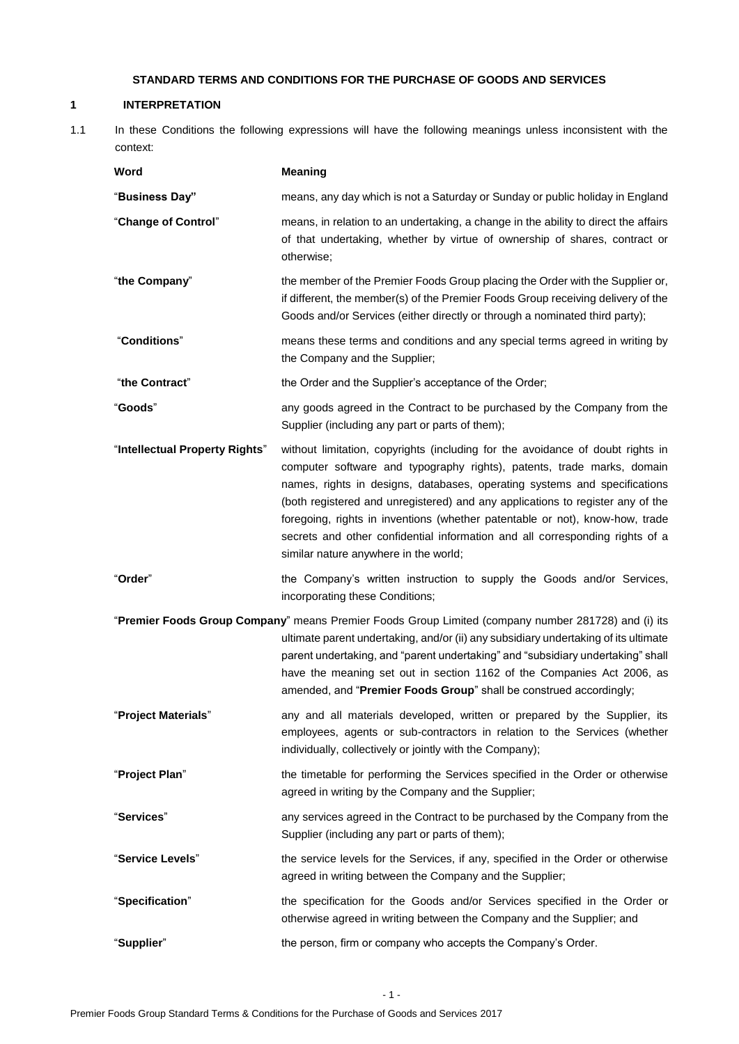# STANDARD TERMS AND CONDITIONS FOR THE PURCHASE OF GOODS AND SERVICES

## 1 INTERPRETATION

1.1 In these Conditions the following expressions will have the following meanings unless inconsistent with the context:

| Word | Meaning |
|---|---|
| "**Business Day"** | means, any day which is not a Saturday or Sunday or public holiday in England |
| "**Change of Control**" | means, in relation to an undertaking, a change in the ability to direct the affairs of that undertaking, whether by virtue of ownership of shares, contract or otherwise; |
| "**the Company**" | the member of the Premier Foods Group placing the Order with the Supplier or, if different, the member(s) of the Premier Foods Group receiving delivery of the Goods and/or Services (either directly or through a nominated third party); |
| "**Conditions**" | means these terms and conditions and any special terms agreed in writing by the Company and the Supplier; |
| "**the Contract**" | the Order and the Supplier's acceptance of the Order; |
| "**Goods**" | any goods agreed in the Contract to be purchased by the Company from the Supplier (including any part or parts of them); |
| "**Intellectual Property Rights**" | without limitation, copyrights (including for the avoidance of doubt rights in computer software and typography rights), patents, trade marks, domain names, rights in designs, databases, operating systems and specifications (both registered and unregistered) and any applications to register any of the foregoing, rights in inventions (whether patentable or not), know-how, trade secrets and other confidential information and all corresponding rights of a similar nature anywhere in the world; |
| "**Order**" | the Company's written instruction to supply the Goods and/or Services, incorporating these Conditions; |
| "**Premier Foods Group Company**" | means Premier Foods Group Limited (company number 281728) and (i) its ultimate parent undertaking, and/or (ii) any subsidiary undertaking of its ultimate parent undertaking, and "parent undertaking" and "subsidiary undertaking" shall have the meaning set out in section 1162 of the Companies Act 2006, as amended, and "**Premier Foods Group**" shall be construed accordingly; |
| "**Project Materials**" | any and all materials developed, written or prepared by the Supplier, its employees, agents or sub-contractors in relation to the Services (whether individually, collectively or jointly with the Company); |
| "**Project Plan**" | the timetable for performing the Services specified in the Order or otherwise agreed in writing by the Company and the Supplier; |
| "**Services**" | any services agreed in the Contract to be purchased by the Company from the Supplier (including any part or parts of them); |
| "**Service Levels**" | the service levels for the Services, if any, specified in the Order or otherwise agreed in writing between the Company and the Supplier; |
| "**Specification**" | the specification for the Goods and/or Services specified in the Order or otherwise agreed in writing between the Company and the Supplier; and |
| "**Supplier**" | the person, firm or company who accepts the Company's Order. |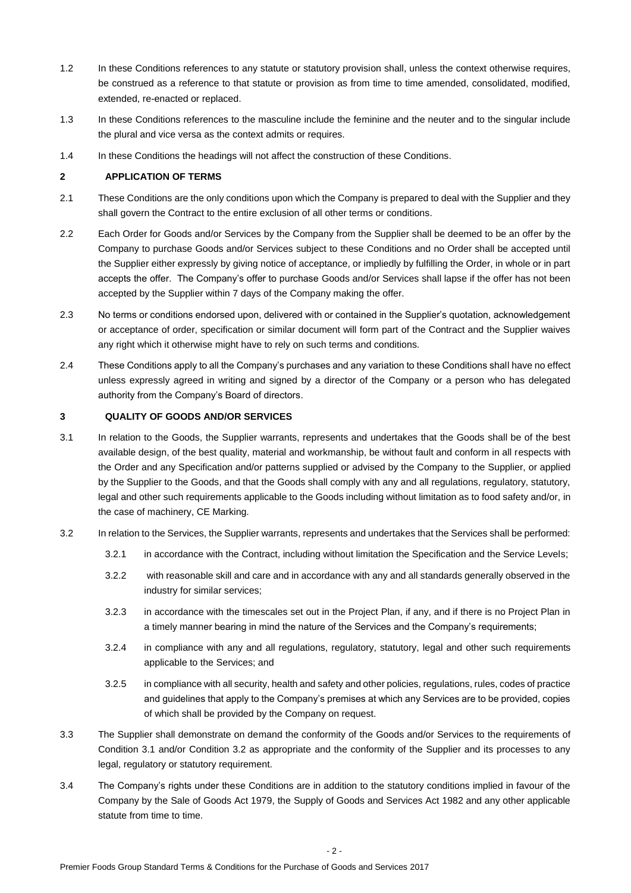1.2 In these Conditions references to any statute or statutory provision shall, unless the context otherwise requires, be construed as a reference to that statute or provision as from time to time amended, consolidated, modified, extended, re-enacted or replaced.

1.3 In these Conditions references to the masculine include the feminine and the neuter and to the singular include the plural and vice versa as the context admits or requires.

1.4 In these Conditions the headings will not affect the construction of these Conditions.

## 2 APPLICATION OF TERMS

2.1 These Conditions are the only conditions upon which the Company is prepared to deal with the Supplier and they shall govern the Contract to the entire exclusion of all other terms or conditions.

2.2 Each Order for Goods and/or Services by the Company from the Supplier shall be deemed to be an offer by the Company to purchase Goods and/or Services subject to these Conditions and no Order shall be accepted until the Supplier either expressly by giving notice of acceptance, or impliedly by fulfilling the Order, in whole or in part accepts the offer. The Company's offer to purchase Goods and/or Services shall lapse if the offer has not been accepted by the Supplier within 7 days of the Company making the offer.

2.3 No terms or conditions endorsed upon, delivered with or contained in the Supplier's quotation, acknowledgement or acceptance of order, specification or similar document will form part of the Contract and the Supplier waives any right which it otherwise might have to rely on such terms and conditions.

2.4 These Conditions apply to all the Company's purchases and any variation to these Conditions shall have no effect unless expressly agreed in writing and signed by a director of the Company or a person who has delegated authority from the Company's Board of directors.

## 3 QUALITY OF GOODS AND/OR SERVICES

3.1 In relation to the Goods, the Supplier warrants, represents and undertakes that the Goods shall be of the best available design, of the best quality, material and workmanship, be without fault and conform in all respects with the Order and any Specification and/or patterns supplied or advised by the Company to the Supplier, or applied by the Supplier to the Goods, and that the Goods shall comply with any and all regulations, regulatory, statutory, legal and other such requirements applicable to the Goods including without limitation as to food safety and/or, in the case of machinery, CE Marking.

3.2 In relation to the Services, the Supplier warrants, represents and undertakes that the Services shall be performed:

3.2.1 in accordance with the Contract, including without limitation the Specification and the Service Levels;

3.2.2 with reasonable skill and care and in accordance with any and all standards generally observed in the industry for similar services;

3.2.3 in accordance with the timescales set out in the Project Plan, if any, and if there is no Project Plan in a timely manner bearing in mind the nature of the Services and the Company's requirements;

3.2.4 in compliance with any and all regulations, regulatory, statutory, legal and other such requirements applicable to the Services; and

3.2.5 in compliance with all security, health and safety and other policies, regulations, rules, codes of practice and guidelines that apply to the Company's premises at which any Services are to be provided, copies of which shall be provided by the Company on request.

3.3 The Supplier shall demonstrate on demand the conformity of the Goods and/or Services to the requirements of Condition 3.1 and/or Condition 3.2 as appropriate and the conformity of the Supplier and its processes to any legal, regulatory or statutory requirement.

3.4 The Company's rights under these Conditions are in addition to the statutory conditions implied in favour of the Company by the Sale of Goods Act 1979, the Supply of Goods and Services Act 1982 and any other applicable statute from time to time.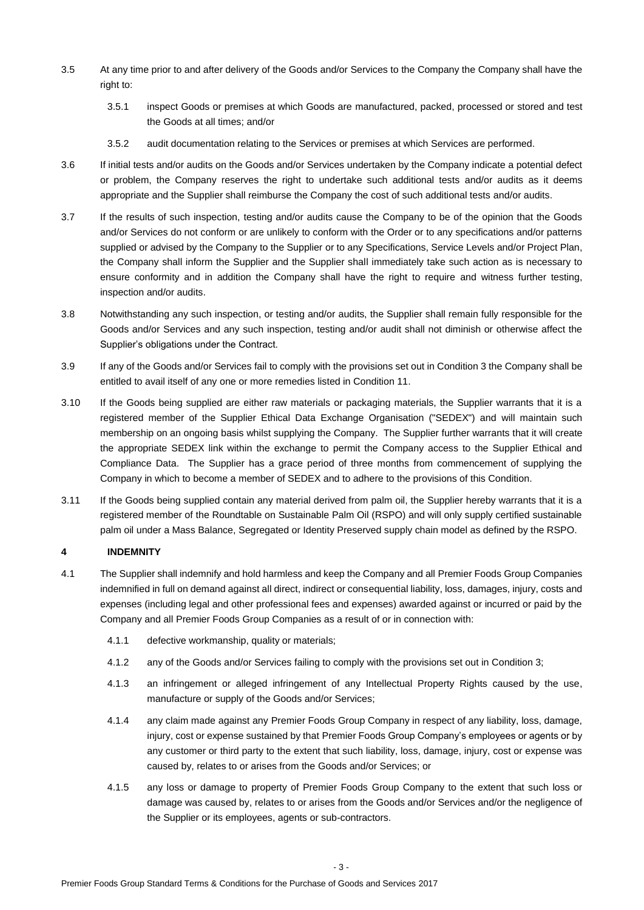3.5 At any time prior to and after delivery of the Goods and/or Services to the Company the Company shall have the right to:

3.5.1 inspect Goods or premises at which Goods are manufactured, packed, processed or stored and test the Goods at all times; and/or

3.5.2 audit documentation relating to the Services or premises at which Services are performed.

3.6 If initial tests and/or audits on the Goods and/or Services undertaken by the Company indicate a potential defect or problem, the Company reserves the right to undertake such additional tests and/or audits as it deems appropriate and the Supplier shall reimburse the Company the cost of such additional tests and/or audits.

3.7 If the results of such inspection, testing and/or audits cause the Company to be of the opinion that the Goods and/or Services do not conform or are unlikely to conform with the Order or to any specifications and/or patterns supplied or advised by the Company to the Supplier or to any Specifications, Service Levels and/or Project Plan, the Company shall inform the Supplier and the Supplier shall immediately take such action as is necessary to ensure conformity and in addition the Company shall have the right to require and witness further testing, inspection and/or audits.

3.8 Notwithstanding any such inspection, or testing and/or audits, the Supplier shall remain fully responsible for the Goods and/or Services and any such inspection, testing and/or audit shall not diminish or otherwise affect the Supplier's obligations under the Contract.

3.9 If any of the Goods and/or Services fail to comply with the provisions set out in Condition 3 the Company shall be entitled to avail itself of any one or more remedies listed in Condition 11.

3.10 If the Goods being supplied are either raw materials or packaging materials, the Supplier warrants that it is a registered member of the Supplier Ethical Data Exchange Organisation ("SEDEX") and will maintain such membership on an ongoing basis whilst supplying the Company. The Supplier further warrants that it will create the appropriate SEDEX link within the exchange to permit the Company access to the Supplier Ethical and Compliance Data. The Supplier has a grace period of three months from commencement of supplying the Company in which to become a member of SEDEX and to adhere to the provisions of this Condition.

3.11 If the Goods being supplied contain any material derived from palm oil, the Supplier hereby warrants that it is a registered member of the Roundtable on Sustainable Palm Oil (RSPO) and will only supply certified sustainable palm oil under a Mass Balance, Segregated or Identity Preserved supply chain model as defined by the RSPO.

## 4 INDEMNITY

4.1 The Supplier shall indemnify and hold harmless and keep the Company and all Premier Foods Group Companies indemnified in full on demand against all direct, indirect or consequential liability, loss, damages, injury, costs and expenses (including legal and other professional fees and expenses) awarded against or incurred or paid by the Company and all Premier Foods Group Companies as a result of or in connection with:

4.1.1 defective workmanship, quality or materials;

4.1.2 any of the Goods and/or Services failing to comply with the provisions set out in Condition 3;

4.1.3 an infringement or alleged infringement of any Intellectual Property Rights caused by the use, manufacture or supply of the Goods and/or Services;

4.1.4 any claim made against any Premier Foods Group Company in respect of any liability, loss, damage, injury, cost or expense sustained by that Premier Foods Group Company's employees or agents or by any customer or third party to the extent that such liability, loss, damage, injury, cost or expense was caused by, relates to or arises from the Goods and/or Services; or

4.1.5 any loss or damage to property of Premier Foods Group Company to the extent that such loss or damage was caused by, relates to or arises from the Goods and/or Services and/or the negligence of the Supplier or its employees, agents or sub-contractors.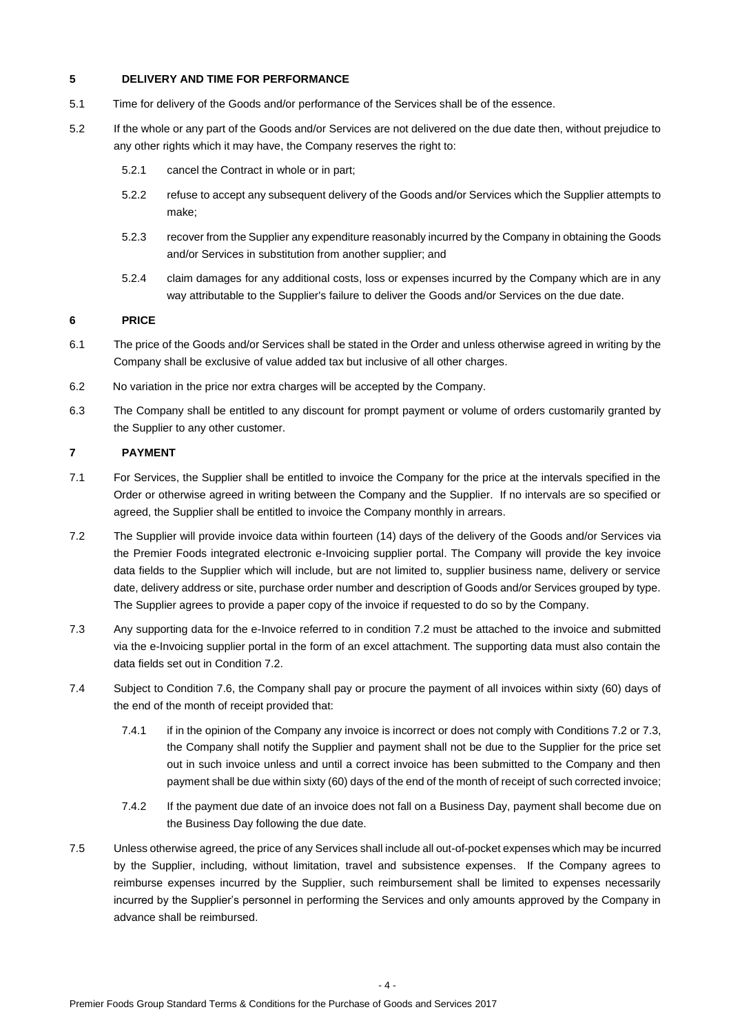## 5 DELIVERY AND TIME FOR PERFORMANCE

5.1 Time for delivery of the Goods and/or performance of the Services shall be of the essence.

5.2 If the whole or any part of the Goods and/or Services are not delivered on the due date then, without prejudice to any other rights which it may have, the Company reserves the right to:

5.2.1 cancel the Contract in whole or in part;

5.2.2 refuse to accept any subsequent delivery of the Goods and/or Services which the Supplier attempts to make;

5.2.3 recover from the Supplier any expenditure reasonably incurred by the Company in obtaining the Goods and/or Services in substitution from another supplier; and

5.2.4 claim damages for any additional costs, loss or expenses incurred by the Company which are in any way attributable to the Supplier's failure to deliver the Goods and/or Services on the due date.

## 6 PRICE

6.1 The price of the Goods and/or Services shall be stated in the Order and unless otherwise agreed in writing by the Company shall be exclusive of value added tax but inclusive of all other charges.

6.2 No variation in the price nor extra charges will be accepted by the Company.

6.3 The Company shall be entitled to any discount for prompt payment or volume of orders customarily granted by the Supplier to any other customer.

## 7 PAYMENT

7.1 For Services, the Supplier shall be entitled to invoice the Company for the price at the intervals specified in the Order or otherwise agreed in writing between the Company and the Supplier. If no intervals are so specified or agreed, the Supplier shall be entitled to invoice the Company monthly in arrears.

7.2 The Supplier will provide invoice data within fourteen (14) days of the delivery of the Goods and/or Services via the Premier Foods integrated electronic e-Invoicing supplier portal. The Company will provide the key invoice data fields to the Supplier which will include, but are not limited to, supplier business name, delivery or service date, delivery address or site, purchase order number and description of Goods and/or Services grouped by type. The Supplier agrees to provide a paper copy of the invoice if requested to do so by the Company.

7.3 Any supporting data for the e-Invoice referred to in condition 7.2 must be attached to the invoice and submitted via the e-Invoicing supplier portal in the form of an excel attachment. The supporting data must also contain the data fields set out in Condition 7.2.

7.4 Subject to Condition 7.6, the Company shall pay or procure the payment of all invoices within sixty (60) days of the end of the month of receipt provided that:

7.4.1 if in the opinion of the Company any invoice is incorrect or does not comply with Conditions 7.2 or 7.3, the Company shall notify the Supplier and payment shall not be due to the Supplier for the price set out in such invoice unless and until a correct invoice has been submitted to the Company and then payment shall be due within sixty (60) days of the end of the month of receipt of such corrected invoice;

7.4.2 If the payment due date of an invoice does not fall on a Business Day, payment shall become due on the Business Day following the due date.

7.5 Unless otherwise agreed, the price of any Services shall include all out-of-pocket expenses which may be incurred by the Supplier, including, without limitation, travel and subsistence expenses. If the Company agrees to reimburse expenses incurred by the Supplier, such reimbursement shall be limited to expenses necessarily incurred by the Supplier's personnel in performing the Services and only amounts approved by the Company in advance shall be reimbursed.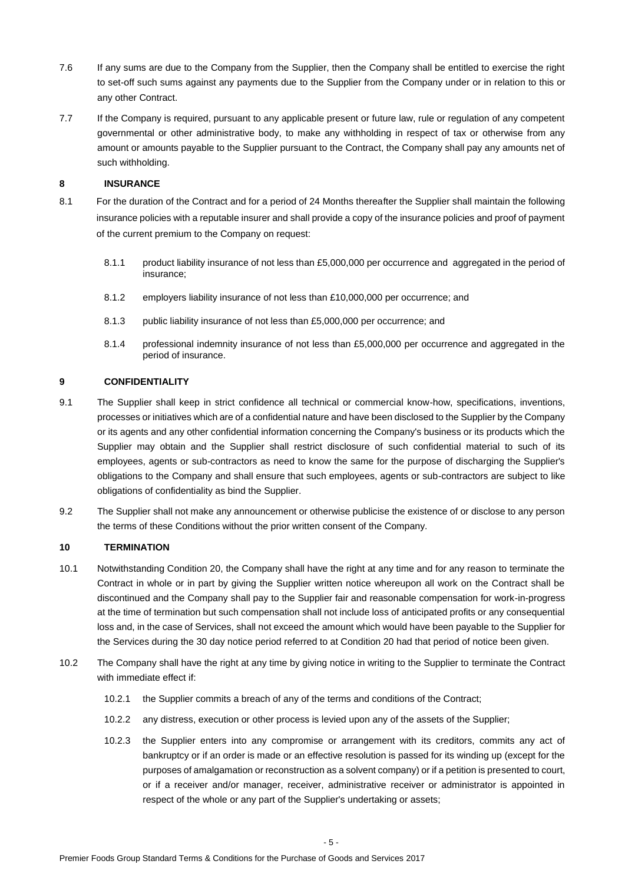7.6 If any sums are due to the Company from the Supplier, then the Company shall be entitled to exercise the right to set-off such sums against any payments due to the Supplier from the Company under or in relation to this or any other Contract.

7.7 If the Company is required, pursuant to any applicable present or future law, rule or regulation of any competent governmental or other administrative body, to make any withholding in respect of tax or otherwise from any amount or amounts payable to the Supplier pursuant to the Contract, the Company shall pay any amounts net of such withholding.

## 8 INSURANCE

8.1 For the duration of the Contract and for a period of 24 Months thereafter the Supplier shall maintain the following insurance policies with a reputable insurer and shall provide a copy of the insurance policies and proof of payment of the current premium to the Company on request:

8.1.1 product liability insurance of not less than £5,000,000 per occurrence and aggregated in the period of insurance;

8.1.2 employers liability insurance of not less than £10,000,000 per occurrence; and

8.1.3 public liability insurance of not less than £5,000,000 per occurrence; and

8.1.4 professional indemnity insurance of not less than £5,000,000 per occurrence and aggregated in the period of insurance.

## 9 CONFIDENTIALITY

9.1 The Supplier shall keep in strict confidence all technical or commercial know-how, specifications, inventions, processes or initiatives which are of a confidential nature and have been disclosed to the Supplier by the Company or its agents and any other confidential information concerning the Company's business or its products which the Supplier may obtain and the Supplier shall restrict disclosure of such confidential material to such of its employees, agents or sub-contractors as need to know the same for the purpose of discharging the Supplier's obligations to the Company and shall ensure that such employees, agents or sub-contractors are subject to like obligations of confidentiality as bind the Supplier.

9.2 The Supplier shall not make any announcement or otherwise publicise the existence of or disclose to any person the terms of these Conditions without the prior written consent of the Company.

## 10 TERMINATION

10.1 Notwithstanding Condition 20, the Company shall have the right at any time and for any reason to terminate the Contract in whole or in part by giving the Supplier written notice whereupon all work on the Contract shall be discontinued and the Company shall pay to the Supplier fair and reasonable compensation for work-in-progress at the time of termination but such compensation shall not include loss of anticipated profits or any consequential loss and, in the case of Services, shall not exceed the amount which would have been payable to the Supplier for the Services during the 30 day notice period referred to at Condition 20 had that period of notice been given.

10.2 The Company shall have the right at any time by giving notice in writing to the Supplier to terminate the Contract with immediate effect if:

10.2.1 the Supplier commits a breach of any of the terms and conditions of the Contract;

10.2.2 any distress, execution or other process is levied upon any of the assets of the Supplier;

10.2.3 the Supplier enters into any compromise or arrangement with its creditors, commits any act of bankruptcy or if an order is made or an effective resolution is passed for its winding up (except for the purposes of amalgamation or reconstruction as a solvent company) or if a petition is presented to court, or if a receiver and/or manager, receiver, administrative receiver or administrator is appointed in respect of the whole or any part of the Supplier's undertaking or assets;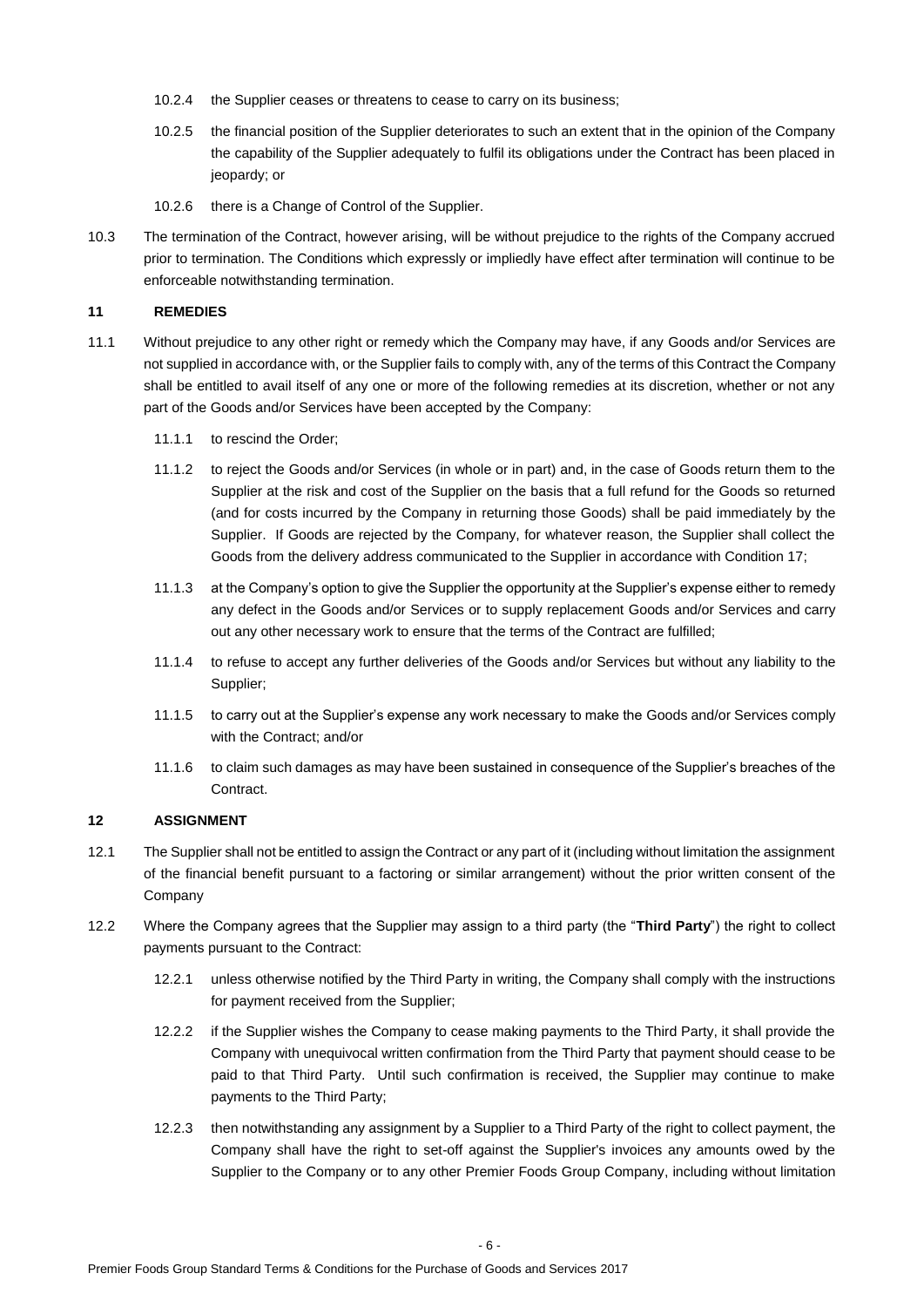10.2.4 the Supplier ceases or threatens to cease to carry on its business;

10.2.5 the financial position of the Supplier deteriorates to such an extent that in the opinion of the Company the capability of the Supplier adequately to fulfil its obligations under the Contract has been placed in jeopardy; or

10.2.6 there is a Change of Control of the Supplier.

10.3 The termination of the Contract, however arising, will be without prejudice to the rights of the Company accrued prior to termination. The Conditions which expressly or impliedly have effect after termination will continue to be enforceable notwithstanding termination.

## 11 REMEDIES

11.1 Without prejudice to any other right or remedy which the Company may have, if any Goods and/or Services are not supplied in accordance with, or the Supplier fails to comply with, any of the terms of this Contract the Company shall be entitled to avail itself of any one or more of the following remedies at its discretion, whether or not any part of the Goods and/or Services have been accepted by the Company:

11.1.1 to rescind the Order;

11.1.2 to reject the Goods and/or Services (in whole or in part) and, in the case of Goods return them to the Supplier at the risk and cost of the Supplier on the basis that a full refund for the Goods so returned (and for costs incurred by the Company in returning those Goods) shall be paid immediately by the Supplier. If Goods are rejected by the Company, for whatever reason, the Supplier shall collect the Goods from the delivery address communicated to the Supplier in accordance with Condition 17;

11.1.3 at the Company's option to give the Supplier the opportunity at the Supplier's expense either to remedy any defect in the Goods and/or Services or to supply replacement Goods and/or Services and carry out any other necessary work to ensure that the terms of the Contract are fulfilled;

11.1.4 to refuse to accept any further deliveries of the Goods and/or Services but without any liability to the Supplier;

11.1.5 to carry out at the Supplier's expense any work necessary to make the Goods and/or Services comply with the Contract; and/or

11.1.6 to claim such damages as may have been sustained in consequence of the Supplier's breaches of the Contract.

## 12 ASSIGNMENT

12.1 The Supplier shall not be entitled to assign the Contract or any part of it (including without limitation the assignment of the financial benefit pursuant to a factoring or similar arrangement) without the prior written consent of the Company

12.2 Where the Company agrees that the Supplier may assign to a third party (the "**Third Party**") the right to collect payments pursuant to the Contract:

12.2.1 unless otherwise notified by the Third Party in writing, the Company shall comply with the instructions for payment received from the Supplier;

12.2.2 if the Supplier wishes the Company to cease making payments to the Third Party, it shall provide the Company with unequivocal written confirmation from the Third Party that payment should cease to be paid to that Third Party. Until such confirmation is received, the Supplier may continue to make payments to the Third Party;

12.2.3 then notwithstanding any assignment by a Supplier to a Third Party of the right to collect payment, the Company shall have the right to set-off against the Supplier's invoices any amounts owed by the Supplier to the Company or to any other Premier Foods Group Company, including without limitation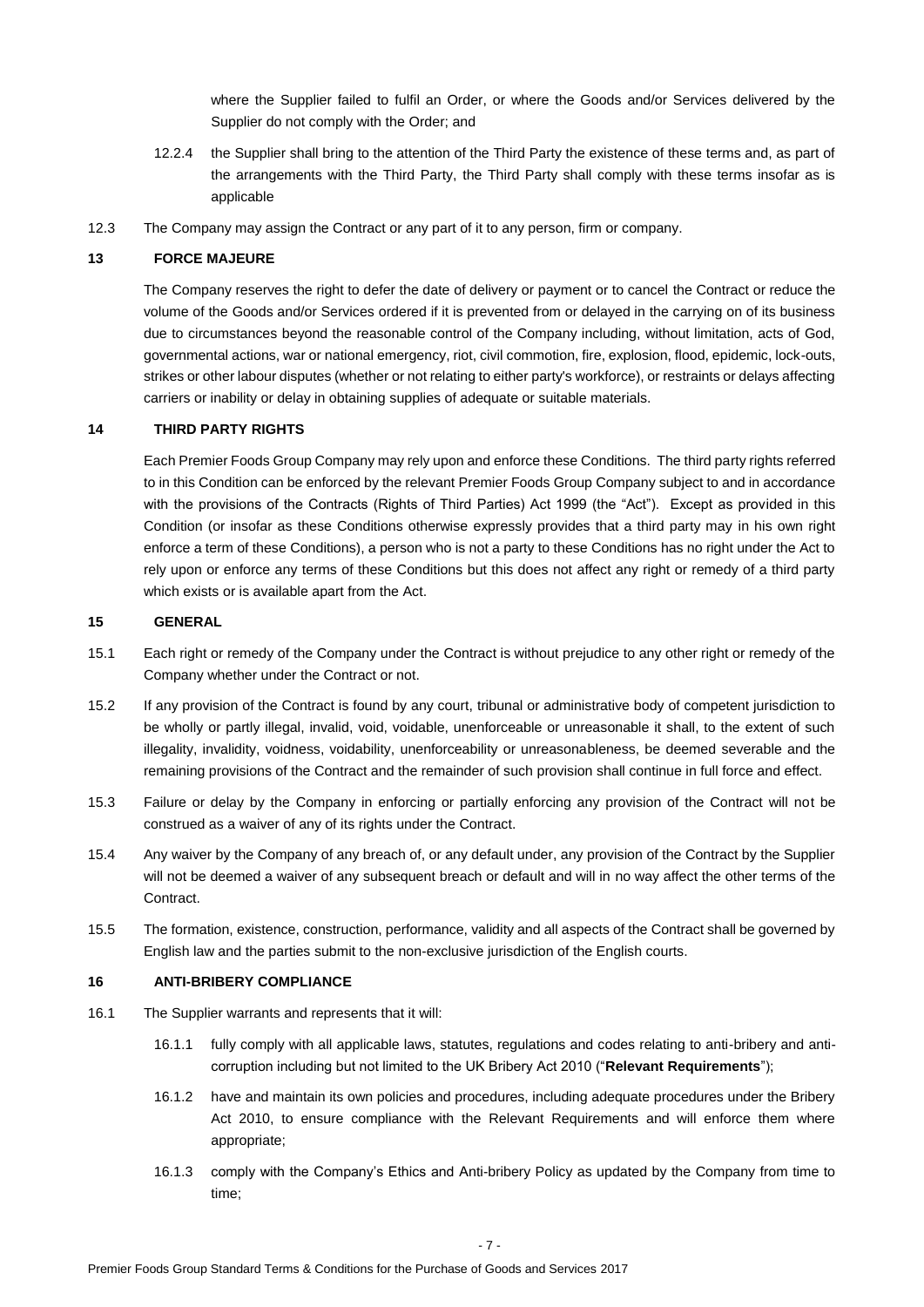where the Supplier failed to fulfil an Order, or where the Goods and/or Services delivered by the Supplier do not comply with the Order; and

12.2.4 the Supplier shall bring to the attention of the Third Party the existence of these terms and, as part of the arrangements with the Third Party, the Third Party shall comply with these terms insofar as is applicable

12.3 The Company may assign the Contract or any part of it to any person, firm or company.

## 13 FORCE MAJEURE

The Company reserves the right to defer the date of delivery or payment or to cancel the Contract or reduce the volume of the Goods and/or Services ordered if it is prevented from or delayed in the carrying on of its business due to circumstances beyond the reasonable control of the Company including, without limitation, acts of God, governmental actions, war or national emergency, riot, civil commotion, fire, explosion, flood, epidemic, lock-outs, strikes or other labour disputes (whether or not relating to either party's workforce), or restraints or delays affecting carriers or inability or delay in obtaining supplies of adequate or suitable materials.

## 14 THIRD PARTY RIGHTS

Each Premier Foods Group Company may rely upon and enforce these Conditions. The third party rights referred to in this Condition can be enforced by the relevant Premier Foods Group Company subject to and in accordance with the provisions of the Contracts (Rights of Third Parties) Act 1999 (the "Act"). Except as provided in this Condition (or insofar as these Conditions otherwise expressly provides that a third party may in his own right enforce a term of these Conditions), a person who is not a party to these Conditions has no right under the Act to rely upon or enforce any terms of these Conditions but this does not affect any right or remedy of a third party which exists or is available apart from the Act.

## 15 GENERAL

15.1 Each right or remedy of the Company under the Contract is without prejudice to any other right or remedy of the Company whether under the Contract or not.

15.2 If any provision of the Contract is found by any court, tribunal or administrative body of competent jurisdiction to be wholly or partly illegal, invalid, void, voidable, unenforceable or unreasonable it shall, to the extent of such illegality, invalidity, voidness, voidability, unenforceability or unreasonableness, be deemed severable and the remaining provisions of the Contract and the remainder of such provision shall continue in full force and effect.

15.3 Failure or delay by the Company in enforcing or partially enforcing any provision of the Contract will not be construed as a waiver of any of its rights under the Contract.

15.4 Any waiver by the Company of any breach of, or any default under, any provision of the Contract by the Supplier will not be deemed a waiver of any subsequent breach or default and will in no way affect the other terms of the Contract.

15.5 The formation, existence, construction, performance, validity and all aspects of the Contract shall be governed by English law and the parties submit to the non-exclusive jurisdiction of the English courts.

## 16 ANTI-BRIBERY COMPLIANCE

16.1 The Supplier warrants and represents that it will:

16.1.1 fully comply with all applicable laws, statutes, regulations and codes relating to anti-bribery and anti-corruption including but not limited to the UK Bribery Act 2010 ("**Relevant Requirements**");

16.1.2 have and maintain its own policies and procedures, including adequate procedures under the Bribery Act 2010, to ensure compliance with the Relevant Requirements and will enforce them where appropriate;

16.1.3 comply with the Company's Ethics and Anti-bribery Policy as updated by the Company from time to time;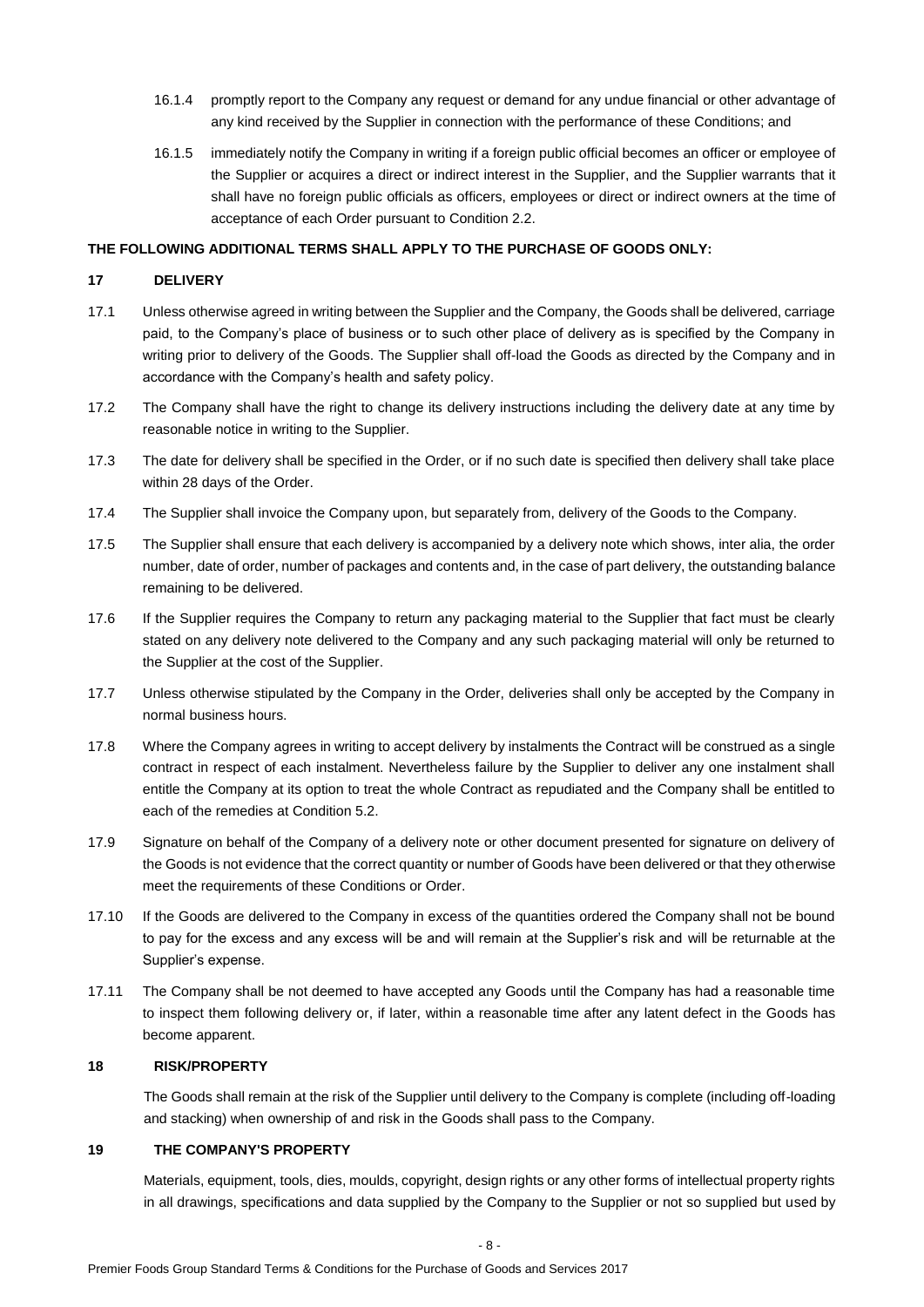16.1.4 promptly report to the Company any request or demand for any undue financial or other advantage of any kind received by the Supplier in connection with the performance of these Conditions; and

16.1.5 immediately notify the Company in writing if a foreign public official becomes an officer or employee of the Supplier or acquires a direct or indirect interest in the Supplier, and the Supplier warrants that it shall have no foreign public officials as officers, employees or direct or indirect owners at the time of acceptance of each Order pursuant to Condition 2.2.

**THE FOLLOWING ADDITIONAL TERMS SHALL APPLY TO THE PURCHASE OF GOODS ONLY:**

## 17 DELIVERY

17.1 Unless otherwise agreed in writing between the Supplier and the Company, the Goods shall be delivered, carriage paid, to the Company's place of business or to such other place of delivery as is specified by the Company in writing prior to delivery of the Goods. The Supplier shall off-load the Goods as directed by the Company and in accordance with the Company's health and safety policy.

17.2 The Company shall have the right to change its delivery instructions including the delivery date at any time by reasonable notice in writing to the Supplier.

17.3 The date for delivery shall be specified in the Order, or if no such date is specified then delivery shall take place within 28 days of the Order.

17.4 The Supplier shall invoice the Company upon, but separately from, delivery of the Goods to the Company.

17.5 The Supplier shall ensure that each delivery is accompanied by a delivery note which shows, inter alia, the order number, date of order, number of packages and contents and, in the case of part delivery, the outstanding balance remaining to be delivered.

17.6 If the Supplier requires the Company to return any packaging material to the Supplier that fact must be clearly stated on any delivery note delivered to the Company and any such packaging material will only be returned to the Supplier at the cost of the Supplier.

17.7 Unless otherwise stipulated by the Company in the Order, deliveries shall only be accepted by the Company in normal business hours.

17.8 Where the Company agrees in writing to accept delivery by instalments the Contract will be construed as a single contract in respect of each instalment. Nevertheless failure by the Supplier to deliver any one instalment shall entitle the Company at its option to treat the whole Contract as repudiated and the Company shall be entitled to each of the remedies at Condition 5.2.

17.9 Signature on behalf of the Company of a delivery note or other document presented for signature on delivery of the Goods is not evidence that the correct quantity or number of Goods have been delivered or that they otherwise meet the requirements of these Conditions or Order.

17.10 If the Goods are delivered to the Company in excess of the quantities ordered the Company shall not be bound to pay for the excess and any excess will be and will remain at the Supplier's risk and will be returnable at the Supplier's expense.

17.11 The Company shall be not deemed to have accepted any Goods until the Company has had a reasonable time to inspect them following delivery or, if later, within a reasonable time after any latent defect in the Goods has become apparent.

## 18 RISK/PROPERTY

The Goods shall remain at the risk of the Supplier until delivery to the Company is complete (including off-loading and stacking) when ownership of and risk in the Goods shall pass to the Company.

## 19 THE COMPANY'S PROPERTY

Materials, equipment, tools, dies, moulds, copyright, design rights or any other forms of intellectual property rights in all drawings, specifications and data supplied by the Company to the Supplier or not so supplied but used by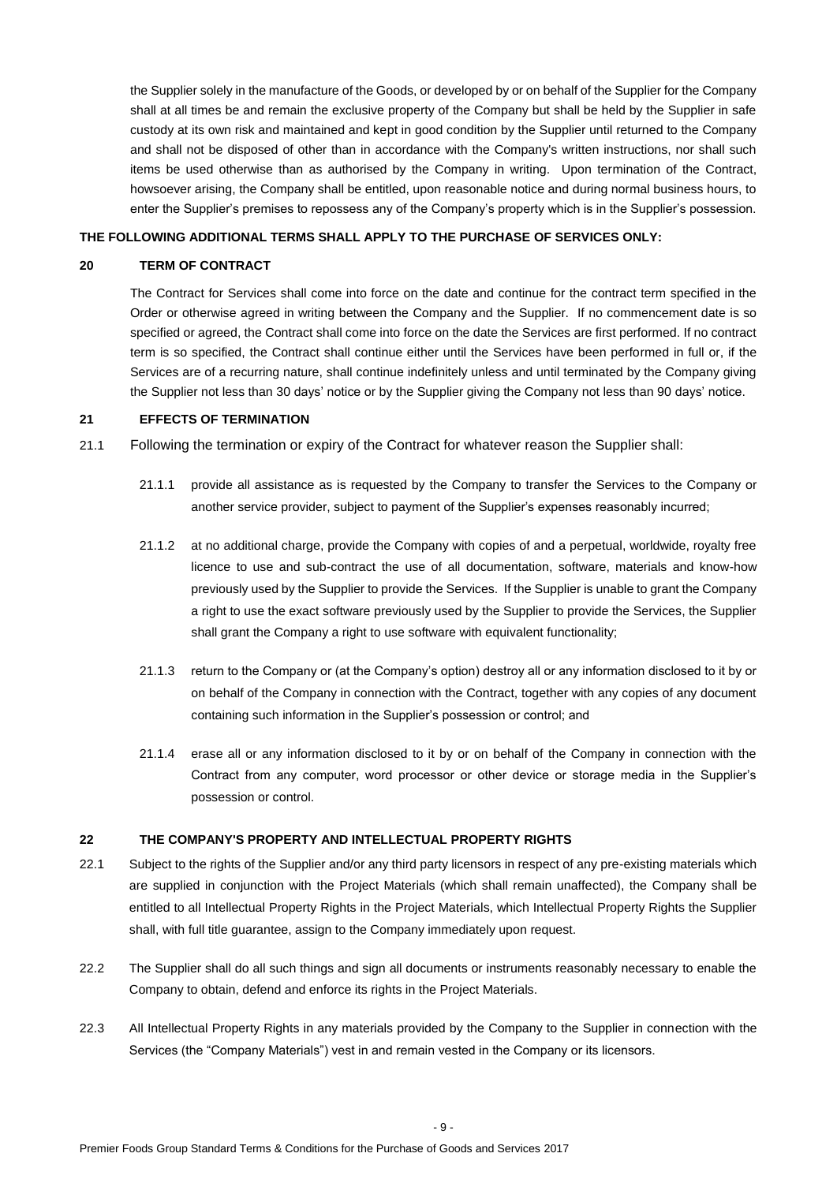the Supplier solely in the manufacture of the Goods, or developed by or on behalf of the Supplier for the Company shall at all times be and remain the exclusive property of the Company but shall be held by the Supplier in safe custody at its own risk and maintained and kept in good condition by the Supplier until returned to the Company and shall not be disposed of other than in accordance with the Company's written instructions, nor shall such items be used otherwise than as authorised by the Company in writing. Upon termination of the Contract, howsoever arising, the Company shall be entitled, upon reasonable notice and during normal business hours, to enter the Supplier's premises to repossess any of the Company's property which is in the Supplier's possession.

**THE FOLLOWING ADDITIONAL TERMS SHALL APPLY TO THE PURCHASE OF SERVICES ONLY:**

## 20 TERM OF CONTRACT

The Contract for Services shall come into force on the date and continue for the contract term specified in the Order or otherwise agreed in writing between the Company and the Supplier. If no commencement date is so specified or agreed, the Contract shall come into force on the date the Services are first performed. If no contract term is so specified, the Contract shall continue either until the Services have been performed in full or, if the Services are of a recurring nature, shall continue indefinitely unless and until terminated by the Company giving the Supplier not less than 30 days' notice or by the Supplier giving the Company not less than 90 days' notice.

## 21 EFFECTS OF TERMINATION

21.1 Following the termination or expiry of the Contract for whatever reason the Supplier shall:

21.1.1 provide all assistance as is requested by the Company to transfer the Services to the Company or another service provider, subject to payment of the Supplier's expenses reasonably incurred;

21.1.2 at no additional charge, provide the Company with copies of and a perpetual, worldwide, royalty free licence to use and sub-contract the use of all documentation, software, materials and know-how previously used by the Supplier to provide the Services. If the Supplier is unable to grant the Company a right to use the exact software previously used by the Supplier to provide the Services, the Supplier shall grant the Company a right to use software with equivalent functionality;

21.1.3 return to the Company or (at the Company's option) destroy all or any information disclosed to it by or on behalf of the Company in connection with the Contract, together with any copies of any document containing such information in the Supplier's possession or control; and

21.1.4 erase all or any information disclosed to it by or on behalf of the Company in connection with the Contract from any computer, word processor or other device or storage media in the Supplier's possession or control.

## 22 THE COMPANY'S PROPERTY AND INTELLECTUAL PROPERTY RIGHTS

22.1 Subject to the rights of the Supplier and/or any third party licensors in respect of any pre-existing materials which are supplied in conjunction with the Project Materials (which shall remain unaffected), the Company shall be entitled to all Intellectual Property Rights in the Project Materials, which Intellectual Property Rights the Supplier shall, with full title guarantee, assign to the Company immediately upon request.

22.2 The Supplier shall do all such things and sign all documents or instruments reasonably necessary to enable the Company to obtain, defend and enforce its rights in the Project Materials.

22.3 All Intellectual Property Rights in any materials provided by the Company to the Supplier in connection with the Services (the "Company Materials") vest in and remain vested in the Company or its licensors.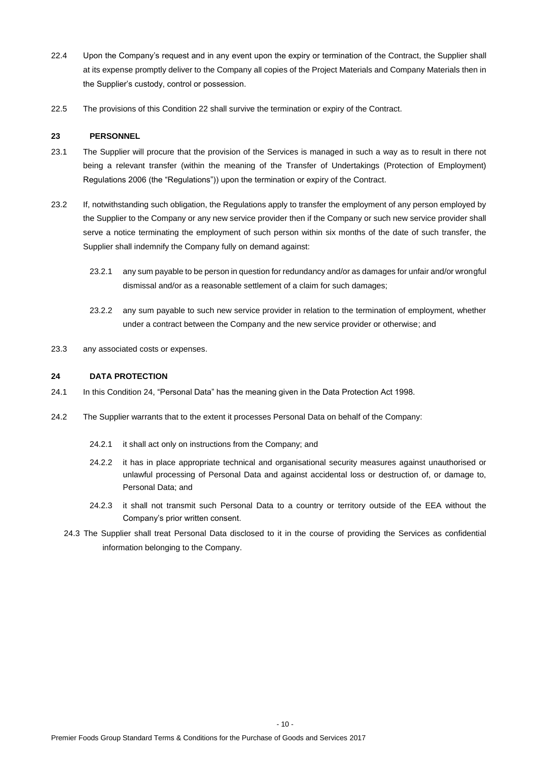22.4 Upon the Company's request and in any event upon the expiry or termination of the Contract, the Supplier shall at its expense promptly deliver to the Company all copies of the Project Materials and Company Materials then in the Supplier's custody, control or possession.

22.5 The provisions of this Condition 22 shall survive the termination or expiry of the Contract.

### 23 PERSONNEL

23.1 The Supplier will procure that the provision of the Services is managed in such a way as to result in there not being a relevant transfer (within the meaning of the Transfer of Undertakings (Protection of Employment) Regulations 2006 (the "Regulations")) upon the termination or expiry of the Contract.

23.2 If, notwithstanding such obligation, the Regulations apply to transfer the employment of any person employed by the Supplier to the Company or any new service provider then if the Company or such new service provider shall serve a notice terminating the employment of such person within six months of the date of such transfer, the Supplier shall indemnify the Company fully on demand against:

23.2.1 any sum payable to be person in question for redundancy and/or as damages for unfair and/or wrongful dismissal and/or as a reasonable settlement of a claim for such damages;

23.2.2 any sum payable to such new service provider in relation to the termination of employment, whether under a contract between the Company and the new service provider or otherwise; and

23.3 any associated costs or expenses.

### 24 DATA PROTECTION

24.1 In this Condition 24, "Personal Data" has the meaning given in the Data Protection Act 1998.

24.2 The Supplier warrants that to the extent it processes Personal Data on behalf of the Company:

24.2.1 it shall act only on instructions from the Company; and

24.2.2 it has in place appropriate technical and organisational security measures against unauthorised or unlawful processing of Personal Data and against accidental loss or destruction of, or damage to, Personal Data; and

24.2.3 it shall not transmit such Personal Data to a country or territory outside of the EEA without the Company's prior written consent.

24.3 The Supplier shall treat Personal Data disclosed to it in the course of providing the Services as confidential information belonging to the Company.